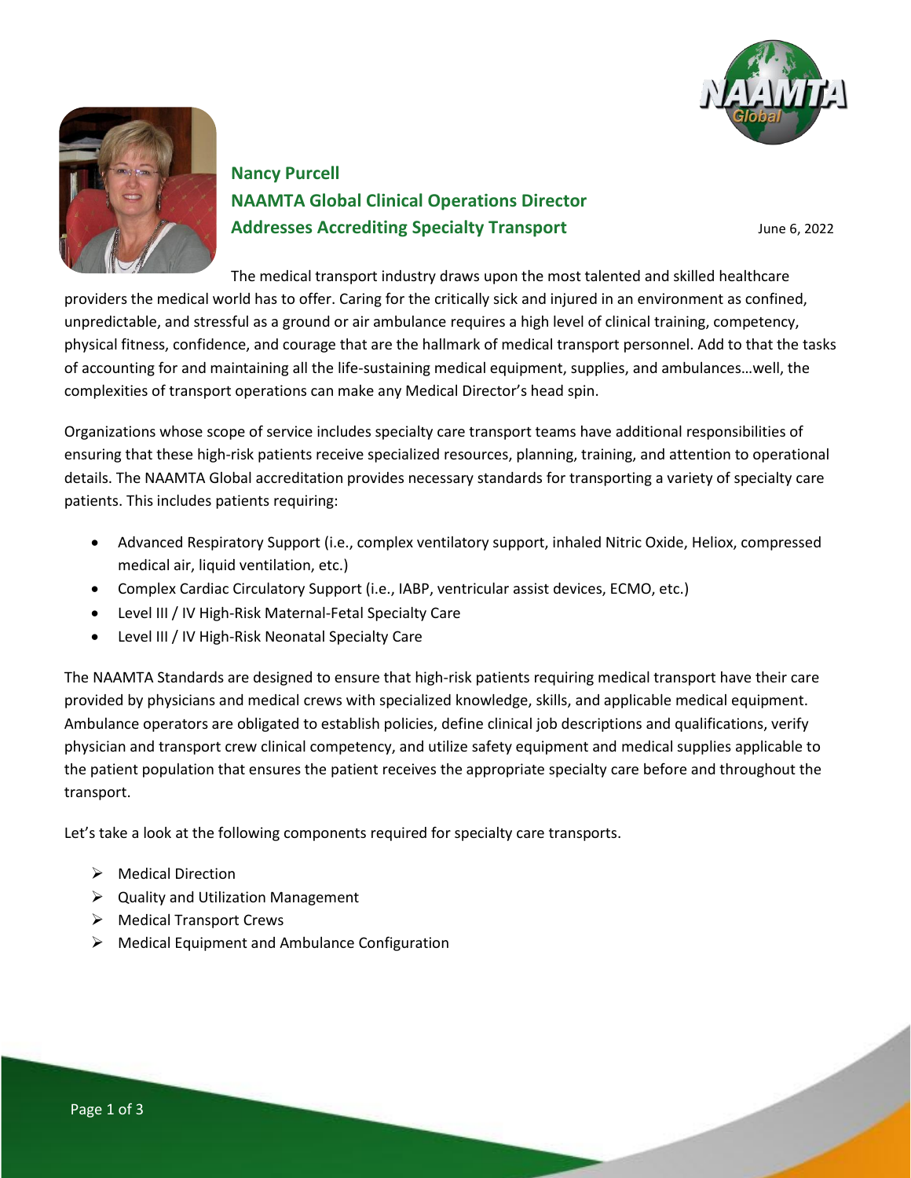## Nancy Purcell
## NAAMTA Global Clinical Operations Director
## Addresses Accrediting Specialty Transport

June 6, 2022

The medical transport industry draws upon the most talented and skilled healthcare providers the medical world has to offer. Caring for the critically sick and injured in an environment as confined, unpredictable, and stressful as a ground or air ambulance requires a high level of clinical training, competency, physical fitness, confidence, and courage that are the hallmark of medical transport personnel. Add to that the tasks of accounting for and maintaining all the life-sustaining medical equipment, supplies, and ambulances…well, the complexities of transport operations can make any Medical Director's head spin.

Organizations whose scope of service includes specialty care transport teams have additional responsibilities of ensuring that these high-risk patients receive specialized resources, planning, training, and attention to operational details. The NAAMTA Global accreditation provides necessary standards for transporting a variety of specialty care patients. This includes patients requiring:

- Advanced Respiratory Support (i.e., complex ventilatory support, inhaled Nitric Oxide, Heliox, compressed medical air, liquid ventilation, etc.)
- Complex Cardiac Circulatory Support (i.e., IABP, ventricular assist devices, ECMO, etc.)
- Level III / IV High-Risk Maternal-Fetal Specialty Care
- Level III / IV High-Risk Neonatal Specialty Care

The NAAMTA Standards are designed to ensure that high-risk patients requiring medical transport have their care provided by physicians and medical crews with specialized knowledge, skills, and applicable medical equipment. Ambulance operators are obligated to establish policies, define clinical job descriptions and qualifications, verify physician and transport crew clinical competency, and utilize safety equipment and medical supplies applicable to the patient population that ensures the patient receives the appropriate specialty care before and throughout the transport.

Let's take a look at the following components required for specialty care transports.

- Medical Direction
- Quality and Utilization Management
- Medical Transport Crews
- Medical Equipment and Ambulance Configuration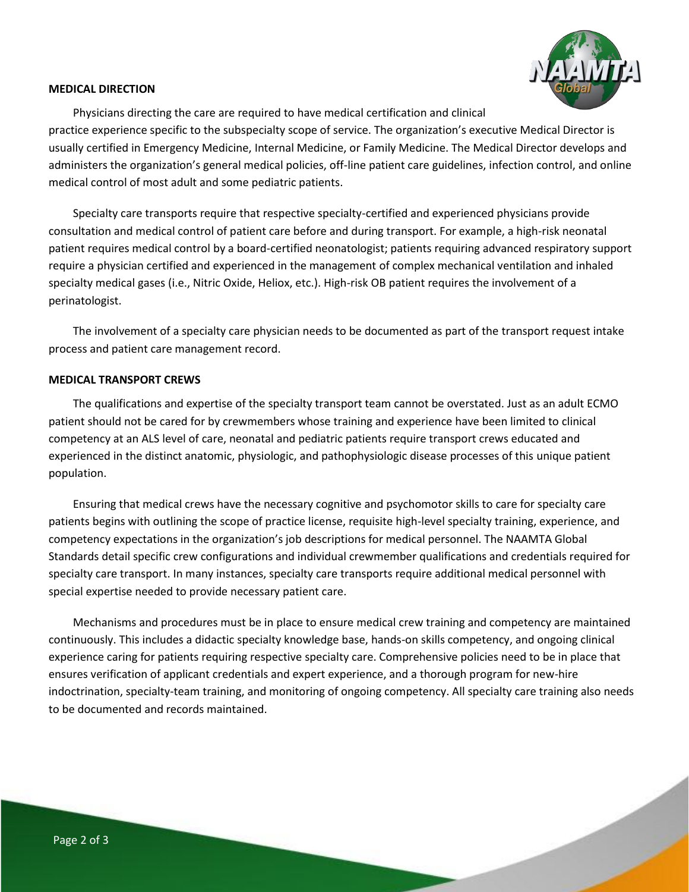## MEDICAL DIRECTION

Physicians directing the care are required to have medical certification and clinical practice experience specific to the subspecialty scope of service. The organization's executive Medical Director is usually certified in Emergency Medicine, Internal Medicine, or Family Medicine. The Medical Director develops and administers the organization's general medical policies, off-line patient care guidelines, infection control, and online medical control of most adult and some pediatric patients.

Specialty care transports require that respective specialty-certified and experienced physicians provide consultation and medical control of patient care before and during transport. For example, a high-risk neonatal patient requires medical control by a board-certified neonatologist; patients requiring advanced respiratory support require a physician certified and experienced in the management of complex mechanical ventilation and inhaled specialty medical gases (i.e., Nitric Oxide, Heliox, etc.). High-risk OB patient requires the involvement of a perinatologist.

The involvement of a specialty care physician needs to be documented as part of the transport request intake process and patient care management record.

## MEDICAL TRANSPORT CREWS

The qualifications and expertise of the specialty transport team cannot be overstated. Just as an adult ECMO patient should not be cared for by crewmembers whose training and experience have been limited to clinical competency at an ALS level of care, neonatal and pediatric patients require transport crews educated and experienced in the distinct anatomic, physiologic, and pathophysiologic disease processes of this unique patient population.

Ensuring that medical crews have the necessary cognitive and psychomotor skills to care for specialty care patients begins with outlining the scope of practice license, requisite high-level specialty training, experience, and competency expectations in the organization's job descriptions for medical personnel. The NAAMTA Global Standards detail specific crew configurations and individual crewmember qualifications and credentials required for specialty care transport. In many instances, specialty care transports require additional medical personnel with special expertise needed to provide necessary patient care.

Mechanisms and procedures must be in place to ensure medical crew training and competency are maintained continuously. This includes a didactic specialty knowledge base, hands-on skills competency, and ongoing clinical experience caring for patients requiring respective specialty care. Comprehensive policies need to be in place that ensures verification of applicant credentials and expert experience, and a thorough program for new-hire indoctrination, specialty-team training, and monitoring of ongoing competency. All specialty care training also needs to be documented and records maintained.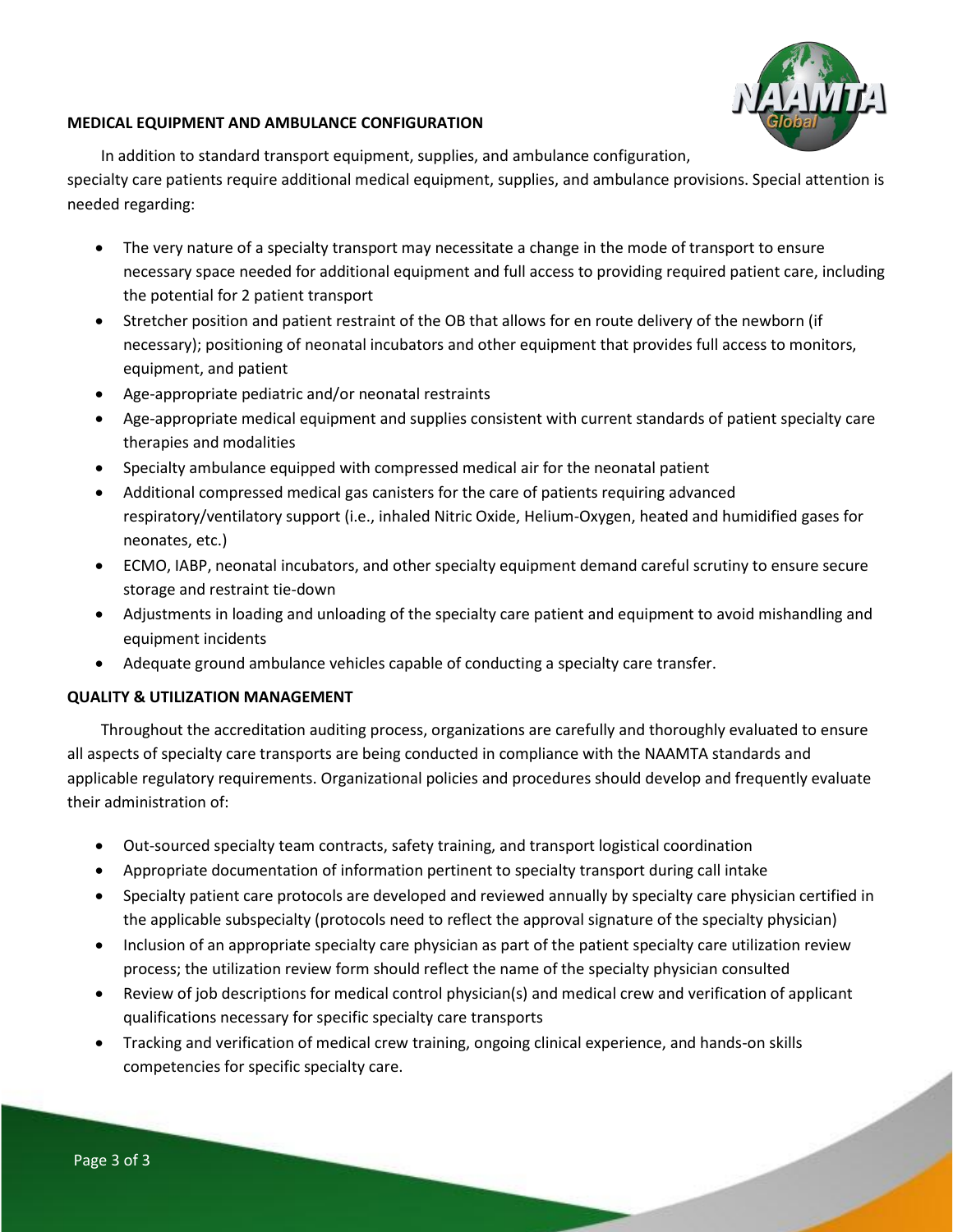## MEDICAL EQUIPMENT AND AMBULANCE CONFIGURATION

In addition to standard transport equipment, supplies, and ambulance configuration, specialty care patients require additional medical equipment, supplies, and ambulance provisions. Special attention is needed regarding:

- The very nature of a specialty transport may necessitate a change in the mode of transport to ensure necessary space needed for additional equipment and full access to providing required patient care, including the potential for 2 patient transport
- Stretcher position and patient restraint of the OB that allows for en route delivery of the newborn (if necessary); positioning of neonatal incubators and other equipment that provides full access to monitors, equipment, and patient
- Age-appropriate pediatric and/or neonatal restraints
- Age-appropriate medical equipment and supplies consistent with current standards of patient specialty care therapies and modalities
- Specialty ambulance equipped with compressed medical air for the neonatal patient
- Additional compressed medical gas canisters for the care of patients requiring advanced respiratory/ventilatory support (i.e., inhaled Nitric Oxide, Helium-Oxygen, heated and humidified gases for neonates, etc.)
- ECMO, IABP, neonatal incubators, and other specialty equipment demand careful scrutiny to ensure secure storage and restraint tie-down
- Adjustments in loading and unloading of the specialty care patient and equipment to avoid mishandling and equipment incidents
- Adequate ground ambulance vehicles capable of conducting a specialty care transfer.

## QUALITY & UTILIZATION MANAGEMENT

Throughout the accreditation auditing process, organizations are carefully and thoroughly evaluated to ensure all aspects of specialty care transports are being conducted in compliance with the NAAMTA standards and applicable regulatory requirements. Organizational policies and procedures should develop and frequently evaluate their administration of:

- Out-sourced specialty team contracts, safety training, and transport logistical coordination
- Appropriate documentation of information pertinent to specialty transport during call intake
- Specialty patient care protocols are developed and reviewed annually by specialty care physician certified in the applicable subspecialty (protocols need to reflect the approval signature of the specialty physician)
- Inclusion of an appropriate specialty care physician as part of the patient specialty care utilization review process; the utilization review form should reflect the name of the specialty physician consulted
- Review of job descriptions for medical control physician(s) and medical crew and verification of applicant qualifications necessary for specific specialty care transports
- Tracking and verification of medical crew training, ongoing clinical experience, and hands-on skills competencies for specific specialty care.